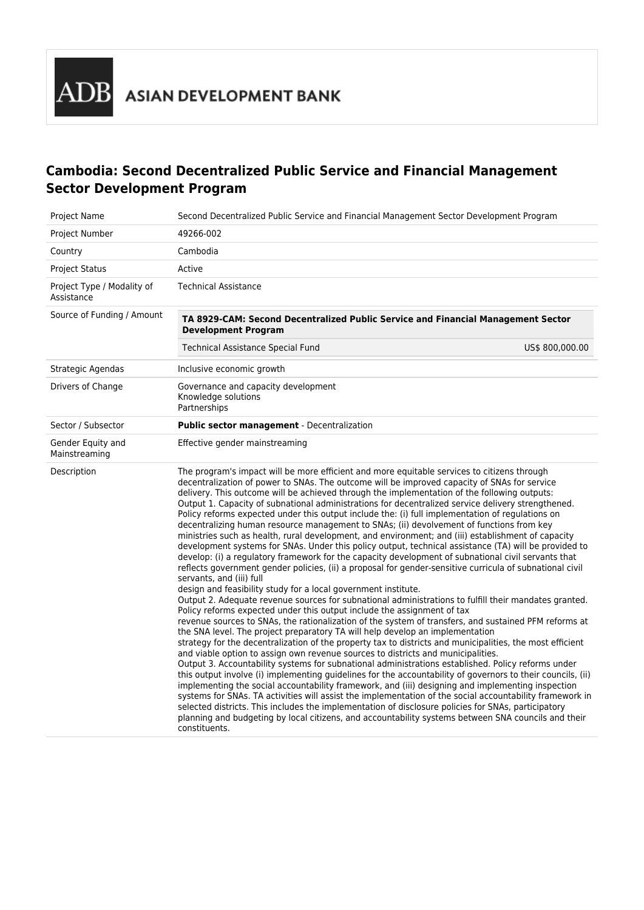ADB ASIAN DEVELOPMENT BANK

# Cambodia: Second Decentralized Public Service and Financial Management Sector Development Program

| | |
|---|---|
| Project Name | Second Decentralized Public Service and Financial Management Sector Development Program |
| Project Number | 49266-002 |
| Country | Cambodia |
| Project Status | Active |
| Project Type / Modality of Assistance | Technical Assistance |
| Source of Funding / Amount | **TA 8929-CAM: Second Decentralized Public Service and Financial Management Sector Development Program**<br>Technical Assistance Special Fund — US$ 800,000.00 |
| Strategic Agendas | Inclusive economic growth |
| Drivers of Change | Governance and capacity development<br>Knowledge solutions<br>Partnerships |
| Sector / Subsector | **Public sector management** - Decentralization |
| Gender Equity and Mainstreaming | Effective gender mainstreaming |
| Description | The program's impact will be more efficient and more equitable services to citizens through decentralization of power to SNAs. The outcome will be improved capacity of SNAs for service delivery. This outcome will be achieved through the implementation of the following outputs:<br>Output 1. Capacity of subnational administrations for decentralized service delivery strengthened. Policy reforms expected under this output include the: (i) full implementation of regulations on decentralizing human resource management to SNAs; (ii) devolvement of functions from key ministries such as health, rural development, and environment; and (iii) establishment of capacity development systems for SNAs. Under this policy output, technical assistance (TA) will be provided to develop: (i) a regulatory framework for the capacity development of subnational civil servants that reflects government gender policies, (ii) a proposal for gender-sensitive curricula of subnational civil servants, and (iii) full design and feasibility study for a local government institute.<br>Output 2. Adequate revenue sources for subnational administrations to fulfill their mandates granted. Policy reforms expected under this output include the assignment of tax revenue sources to SNAs, the rationalization of the system of transfers, and sustained PFM reforms at the SNA level. The project preparatory TA will help develop an implementation strategy for the decentralization of the property tax to districts and municipalities, the most efficient and viable option to assign own revenue sources to districts and municipalities.<br>Output 3. Accountability systems for subnational administrations established. Policy reforms under this output involve (i) implementing guidelines for the accountability of governors to their councils, (ii) implementing the social accountability framework, and (iii) designing and implementing inspection systems for SNAs. TA activities will assist the implementation of the social accountability framework in selected districts. This includes the implementation of disclosure policies for SNAs, participatory planning and budgeting by local citizens, and accountability systems between SNA councils and their constituents. |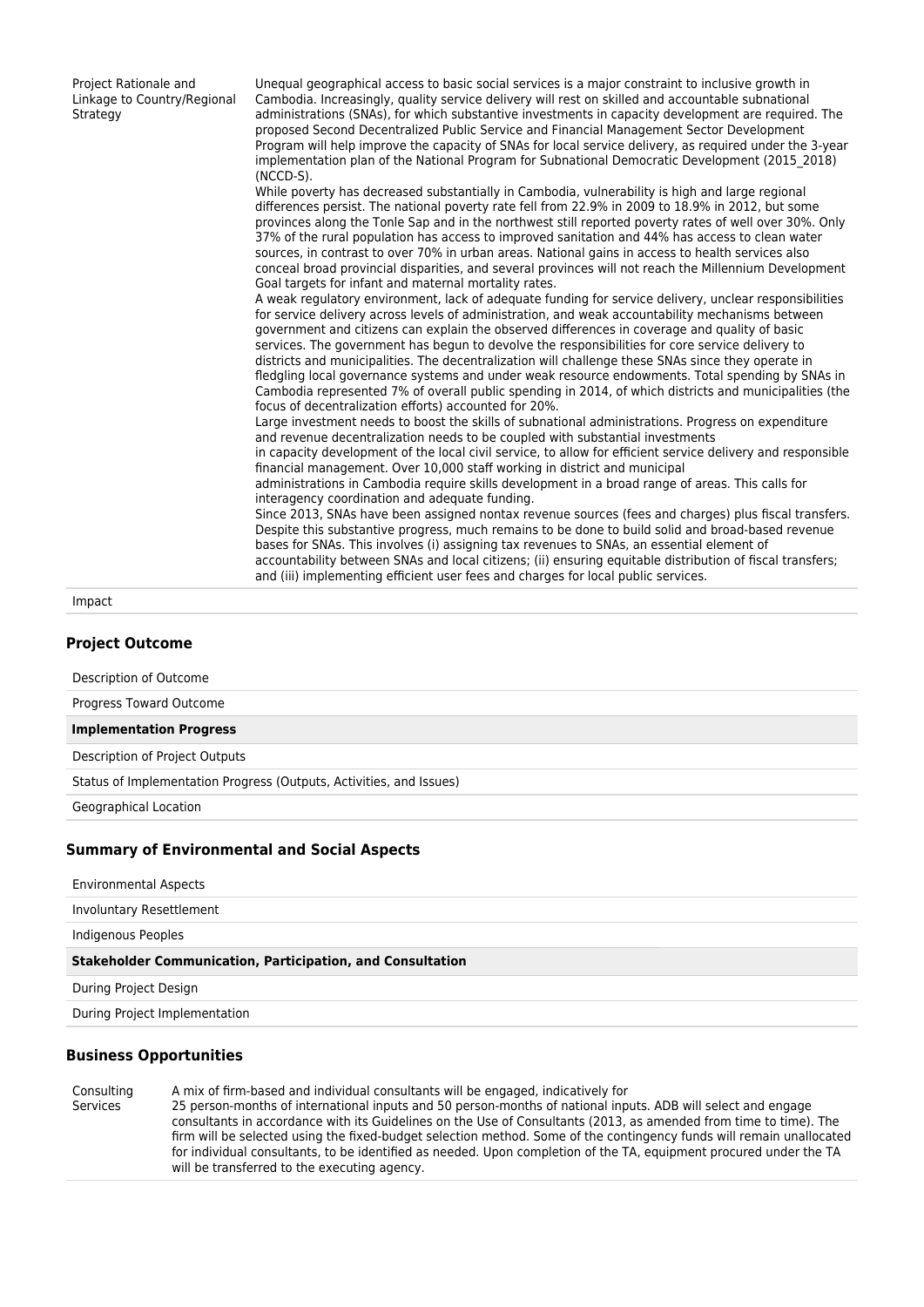| | |
|---|---|
| Project Rationale and Linkage to Country/Regional Strategy | Unequal geographical access to basic social services is a major constraint to inclusive growth in Cambodia. Increasingly, quality service delivery will rest on skilled and accountable subnational administrations (SNAs), for which substantive investments in capacity development are required. The proposed Second Decentralized Public Service and Financial Management Sector Development Program will help improve the capacity of SNAs for local service delivery, as required under the 3-year implementation plan of the National Program for Subnational Democratic Development (2015_2018) (NCCD-S).<br>While poverty has decreased substantially in Cambodia, vulnerability is high and large regional differences persist. The national poverty rate fell from 22.9% in 2009 to 18.9% in 2012, but some provinces along the Tonle Sap and in the northwest still reported poverty rates of well over 30%. Only 37% of the rural population has access to improved sanitation and 44% has access to clean water sources, in contrast to over 70% in urban areas. National gains in access to health services also conceal broad provincial disparities, and several provinces will not reach the Millennium Development Goal targets for infant and maternal mortality rates.<br>A weak regulatory environment, lack of adequate funding for service delivery, unclear responsibilities for service delivery across levels of administration, and weak accountability mechanisms between government and citizens can explain the observed differences in coverage and quality of basic services. The government has begun to devolve the responsibilities for core service delivery to districts and municipalities. The decentralization will challenge these SNAs since they operate in fledgling local governance systems and under weak resource endowments. Total spending by SNAs in Cambodia represented 7% of overall public spending in 2014, of which districts and municipalities (the focus of decentralization efforts) accounted for 20%.<br>Large investment needs to boost the skills of subnational administrations. Progress on expenditure and revenue decentralization needs to be coupled with substantial investments in capacity development of the local civil service, to allow for efficient service delivery and responsible financial management. Over 10,000 staff working in district and municipal administrations in Cambodia require skills development in a broad range of areas. This calls for interagency coordination and adequate funding.<br>Since 2013, SNAs have been assigned nontax revenue sources (fees and charges) plus fiscal transfers. Despite this substantive progress, much remains to be done to build solid and broad-based revenue bases for SNAs. This involves (i) assigning tax revenues to SNAs, an essential element of accountability between SNAs and local citizens; (ii) ensuring equitable distribution of fiscal transfers; and (iii) implementing efficient user fees and charges for local public services. |
| Impact | |

## Project Outcome

| | |
|---|---|
| Description of Outcome | |
| Progress Toward Outcome | |
| **Implementation Progress** | |
| Description of Project Outputs | |
| Status of Implementation Progress (Outputs, Activities, and Issues) | |
| Geographical Location | |

## Summary of Environmental and Social Aspects

| | |
|---|---|
| Environmental Aspects | |
| Involuntary Resettlement | |
| Indigenous Peoples | |
| **Stakeholder Communication, Participation, and Consultation** | |
| During Project Design | |
| During Project Implementation | |

## Business Opportunities

| | |
|---|---|
| Consulting Services | A mix of firm-based and individual consultants will be engaged, indicatively for 25 person-months of international inputs and 50 person-months of national inputs. ADB will select and engage consultants in accordance with its Guidelines on the Use of Consultants (2013, as amended from time to time). The firm will be selected using the fixed-budget selection method. Some of the contingency funds will remain unallocated for individual consultants, to be identified as needed. Upon completion of the TA, equipment procured under the TA will be transferred to the executing agency. |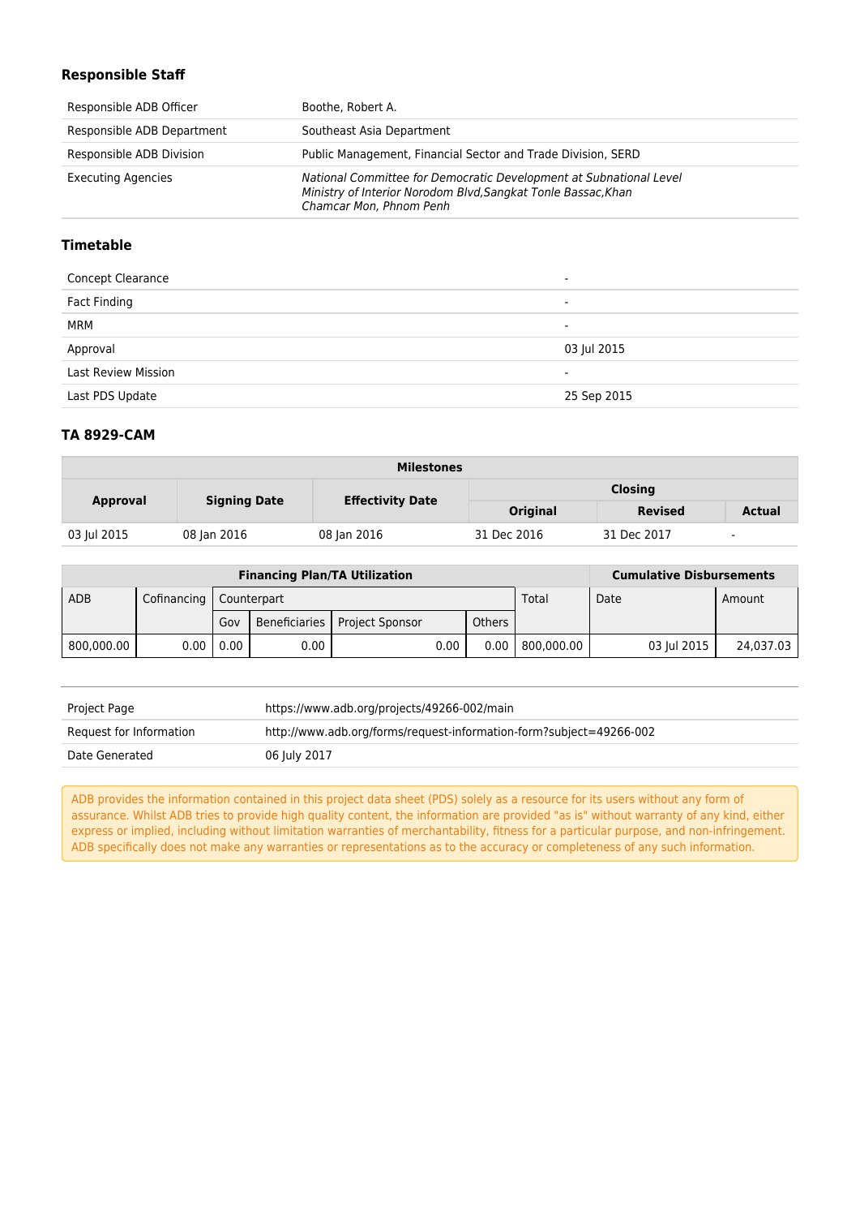### Responsible Staff

| | |
|---|---|
| Responsible ADB Officer | Boothe, Robert A. |
| Responsible ADB Department | Southeast Asia Department |
| Responsible ADB Division | Public Management, Financial Sector and Trade Division, SERD |
| Executing Agencies | *National Committee for Democratic Development at Subnational Level Ministry of Interior Norodom Blvd,Sangkat Tonle Bassac,Khan Chamcar Mon, Phnom Penh* |

### Timetable

| | |
|---|---|
| Concept Clearance | - |
| Fact Finding | - |
| MRM | - |
| Approval | 03 Jul 2015 |
| Last Review Mission | - |
| Last PDS Update | 25 Sep 2015 |

### TA 8929-CAM

| Milestones | | | | | |
|---|---|---|---|---|---|
| **Approval** | **Signing Date** | **Effectivity Date** | **Closing** | | |
| | | | **Original** | **Revised** | **Actual** |
| 03 Jul 2015 | 08 Jan 2016 | 08 Jan 2016 | 31 Dec 2016 | 31 Dec 2017 | - |

| Financing Plan/TA Utilization | | | | | | | Cumulative Disbursements | |
|---|---|---|---|---|---|---|---|---|
| ADB | Cofinancing | Counterpart | | | | Total | Date | Amount |
| | | Gov | Beneficiaries | Project Sponsor | Others | | | |
| 800,000.00 | 0.00 | 0.00 | 0.00 | 0.00 | 0.00 | 800,000.00 | 03 Jul 2015 | 24,037.03 |

| | |
|---|---|
| Project Page | https://www.adb.org/projects/49266-002/main |
| Request for Information | http://www.adb.org/forms/request-information-form?subject=49266-002 |
| Date Generated | 06 July 2017 |

ADB provides the information contained in this project data sheet (PDS) solely as a resource for its users without any form of assurance. Whilst ADB tries to provide high quality content, the information are provided "as is" without warranty of any kind, either express or implied, including without limitation warranties of merchantability, fitness for a particular purpose, and non-infringement. ADB specifically does not make any warranties or representations as to the accuracy or completeness of any such information.